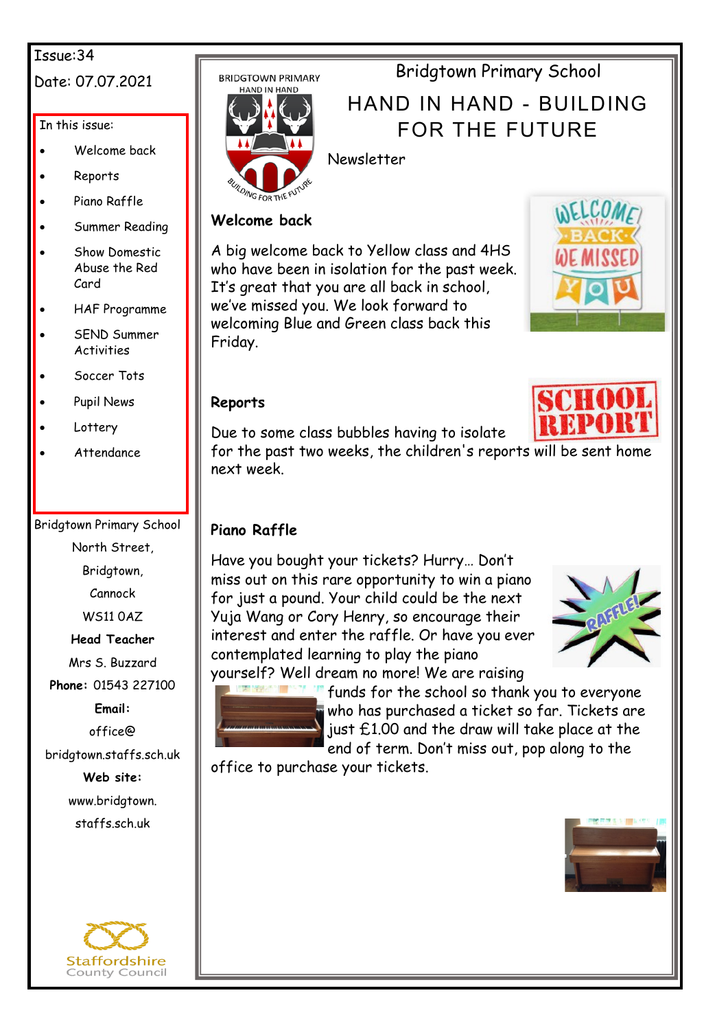Issue:34

Date: 07.07.2021

In this issue:

- Welcome back
- Reports
- Piano Raffle
- Summer Reading
- Show Domestic Abuse the Red Card
- HAF Programme
- SEND Summer Activities
- Soccer Tots
- Pupil News
- Lottery
- Attendance

Bridgtown Primary School

North Street,

Bridgtown,

Cannock

WS11 0AZ

**Head Teacher**

Mrs S. Buzzard

**Phone:** 01543 227100

**Email:**

office@bridgtown.staffs.sch.uk

**Web site:**

www.bridgtown.staffs.sch.uk

# Bridgtown Primary School

## HAND IN HAND - BUILDING FOR THE FUTURE

Newsletter

### Welcome back

A big welcome back to Yellow class and 4HS who have been in isolation for the past week. It's great that you are all back in school, we've missed you. We look forward to welcoming Blue and Green class back this Friday.

### Reports

Due to some class bubbles having to isolate for the past two weeks, the children's reports will be sent home next week.

### Piano Raffle

Have you bought your tickets? Hurry… Don't miss out on this rare opportunity to win a piano for just a pound. Your child could be the next Yuja Wang or Cory Henry, so encourage their interest and enter the raffle. Or have you ever contemplated learning to play the piano yourself? Well dream no more! We are raising funds for the school so thank you to everyone who has purchased a ticket so far. Tickets are just £1.00 and the draw will take place at the end of term. Don't miss out, pop along to the office to purchase your tickets.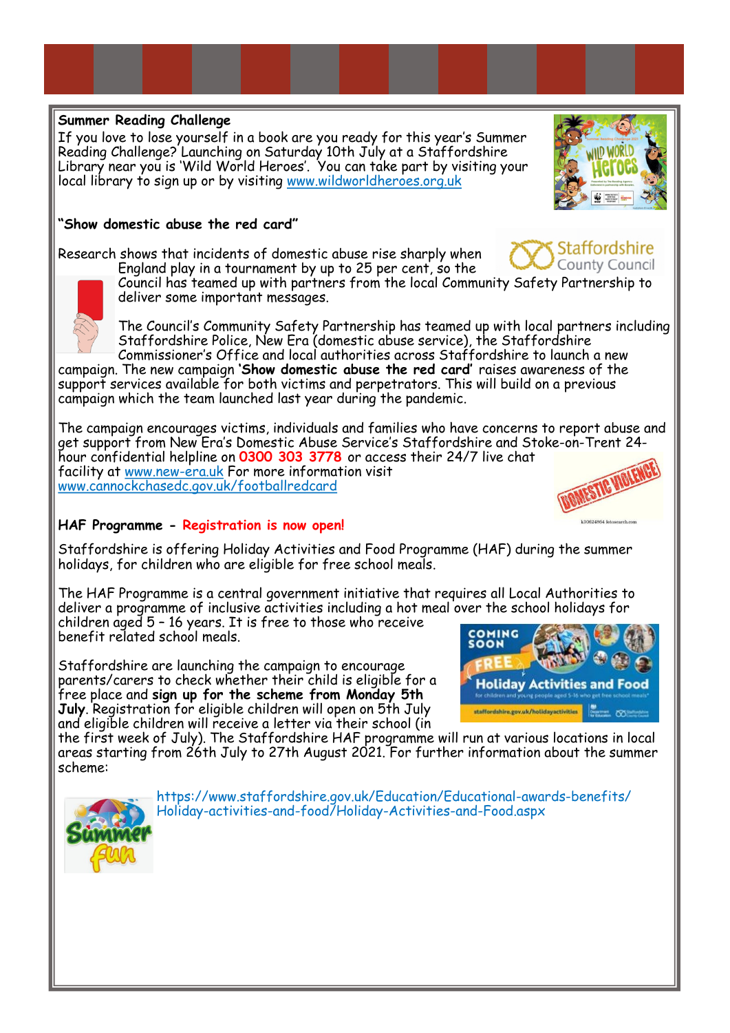## Summer Reading Challenge

If you love to lose yourself in a book are you ready for this year's Summer Reading Challenge? Launching on Saturday 10th July at a Staffordshire Library near you is 'Wild World Heroes'. You can take part by visiting your local library to sign up or by visiting www.wildworldheroes.org.uk

## "Show domestic abuse the red card"

Research shows that incidents of domestic abuse rise sharply when England play in a tournament by up to 25 per cent, so the Council has teamed up with partners from the local Community Safety Partnership to deliver some important messages.

The Council's Community Safety Partnership has teamed up with local partners including Staffordshire Police, New Era (domestic abuse service), the Staffordshire Commissioner's Office and local authorities across Staffordshire to launch a new campaign. The new campaign '**Show domestic abuse the red card**' raises awareness of the support services available for both victims and perpetrators. This will build on a previous campaign which the team launched last year during the pandemic.

The campaign encourages victims, individuals and families who have concerns to report abuse and get support from New Era's Domestic Abuse Service's Staffordshire and Stoke-on-Trent 24-hour confidential helpline on **0300 303 3778** or access their 24/7 live chat facility at www.new-era.uk For more information visit www.cannockchasedc.gov.uk/footballredcard

## HAF Programme - Registration is now open!

Staffordshire is offering Holiday Activities and Food Programme (HAF) during the summer holidays, for children who are eligible for free school meals.

The HAF Programme is a central government initiative that requires all Local Authorities to deliver a programme of inclusive activities including a hot meal over the school holidays for children aged 5 – 16 years. It is free to those who receive benefit related school meals.

Staffordshire are launching the campaign to encourage parents/carers to check whether their child is eligible for a free place and **sign up for the scheme from Monday 5th July**. Registration for eligible children will open on 5th July and eligible children will receive a letter via their school (in the first week of July). The Staffordshire HAF programme will run at various locations in local areas starting from 26th July to 27th August 2021. For further information about the summer scheme:

https://www.staffordshire.gov.uk/Education/Educational-awards-benefits/Holiday-activities-and-food/Holiday-Activities-and-Food.aspx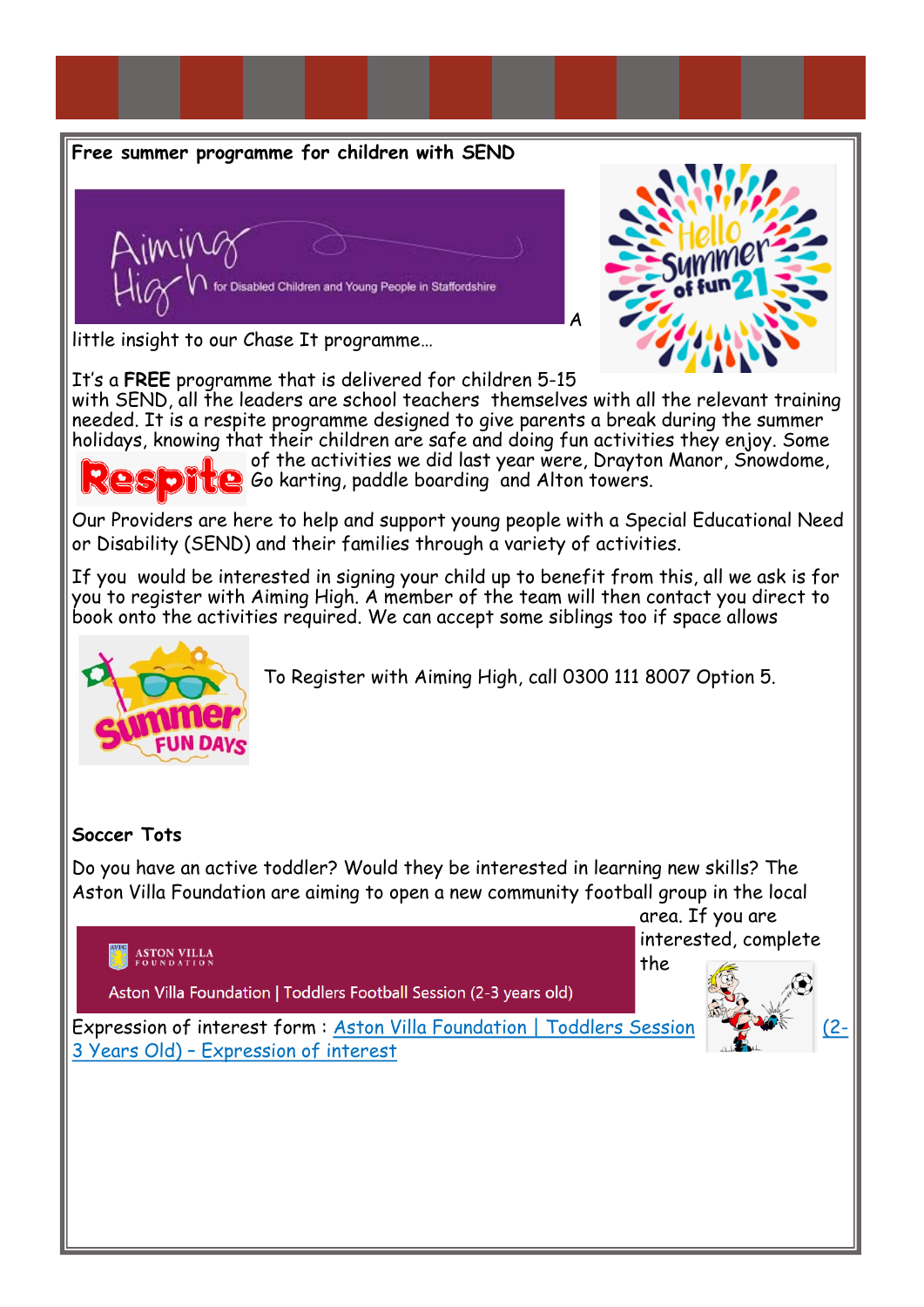**Free summer programme for children with SEND**

A little insight to our Chase It programme…

It's a **FREE** programme that is delivered for children 5-15 with SEND, all the leaders are school teachers themselves with all the relevant training needed. It is a respite programme designed to give parents a break during the summer holidays, knowing that their children are safe and doing fun activities they enjoy. Some of the activities we did last year were, Drayton Manor, Snowdome, Go karting, paddle boarding and Alton towers.

Our Providers are here to help and support young people with a Special Educational Need or Disability (SEND) and their families through a variety of activities.

If you would be interested in signing your child up to benefit from this, all we ask is for you to register with Aiming High. A member of the team will then contact you direct to book onto the activities required. We can accept some siblings too if space allows

To Register with Aiming High, call 0300 111 8007 Option 5.

**Soccer Tots**

Do you have an active toddler? Would they be interested in learning new skills? The Aston Villa Foundation are aiming to open a new community football group in the local area. If you are interested, complete the

Expression of interest form : Aston Villa Foundation | Toddlers Session (2-3 Years Old) – Expression of interest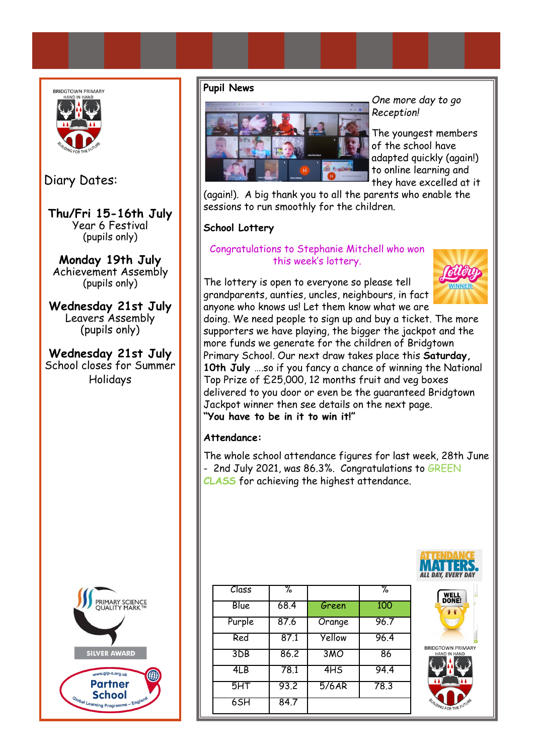BRIDGTOWN PRIMARY
HAND IN HAND
BUILDING FOR THE FUTURE

## Diary Dates:

**Thu/Fri 15-16th July**
Year 6 Festival
(pupils only)

**Monday 19th July**
Achievement Assembly
(pupils only)

**Wednesday 21st July**
Leavers Assembly
(pupils only)

**Wednesday 21st July**
School closes for Summer Holidays

PRIMARY SCIENCE QUALITY MARK™
SILVER AWARD

www.glp-e.org.uk
Partner School
Global Learning Programme – England

## Pupil News

*One more day to go Reception!*

The youngest members of the school have adapted quickly (again!) to online learning and they have excelled at it (again!). A big thank you to all the parents who enable the sessions to run smoothly for the children.

## School Lottery

Congratulations to Stephanie Mitchell who won this week's lottery.

Lottery WINNER

The lottery is open to everyone so please tell grandparents, aunties, uncles, neighbours, in fact anyone who knows us! Let them know what we are doing. We need people to sign up and buy a ticket. The more supporters we have playing, the bigger the jackpot and the more funds we generate for the children of Bridgtown Primary School. Our next draw takes place this **Saturday, 10th July** ….so if you fancy a chance of winning the National Top Prize of £25,000, 12 months fruit and veg boxes delivered to you door or even be the guaranteed Bridgtown Jackpot winner then see details on the next page.
**"You have to be in it to win it!"**

## Attendance:

The whole school attendance figures for last week, 28th June - 2nd July 2021, was 86.3%. Congratulations to GREEN CLASS for achieving the highest attendance.

ATTENDANCE MATTERS. ALL DAY, EVERY DAY

| Class | % | | % |
|---|---|---|---|
| Blue | 68.4 | Green | 100 |
| Purple | 87.6 | Orange | 96.7 |
| Red | 87.1 | Yellow | 96.4 |
| 3DB | 86.2 | 3MO | 86 |
| 4LB | 78.1 | 4HS | 94.4 |
| 5HT | 93.2 | 5/6AR | 78.3 |
| 6SH | 84.7 | | |

WELL DONE!

BRIDGTOWN PRIMARY
HAND IN HAND
BUILDING FOR THE FUTURE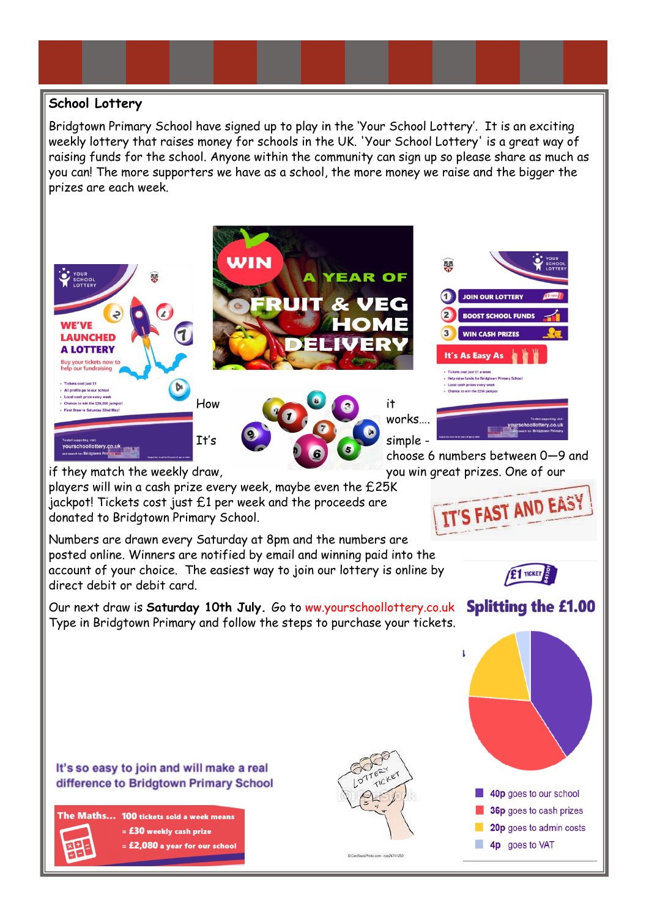## School Lottery

Bridgtown Primary School have signed up to play in the 'Your School Lottery'. It is an exciting weekly lottery that raises money for schools in the UK. 'Your School Lottery' is a great way of raising funds for the school. Anyone within the community can sign up so please share as much as you can! The more supporters we have as a school, the more money we raise and the bigger the prizes are each week.

How it works…. It's simple - choose 6 numbers between 0—9 and if they match the weekly draw, you win great prizes. One of our players will win a cash prize every week, maybe even the £25K jackpot! Tickets cost just £1 per week and the proceeds are donated to Bridgtown Primary School.

Numbers are drawn every Saturday at 8pm and the numbers are posted online. Winners are notified by email and winning paid into the account of your choice. The easiest way to join our lottery is online by direct debit or debit card.

Our next draw is **Saturday 10th July.** Go to ww.yourschoollottery.co.uk Type in Bridgtown Primary and follow the steps to purchase your tickets.

IT'S FAST AND EASY

**Splitting the £1.00**

**40p** goes to our school
**36p** goes to cash prizes
**20p** goes to admin costs
**4p** goes to VAT

It's so easy to join and will make a real difference to Bridgtown Primary School

**The Maths… 100 tickets sold a week means**
**= £30 weekly cash prize**
**= £2,080 a year for our school**